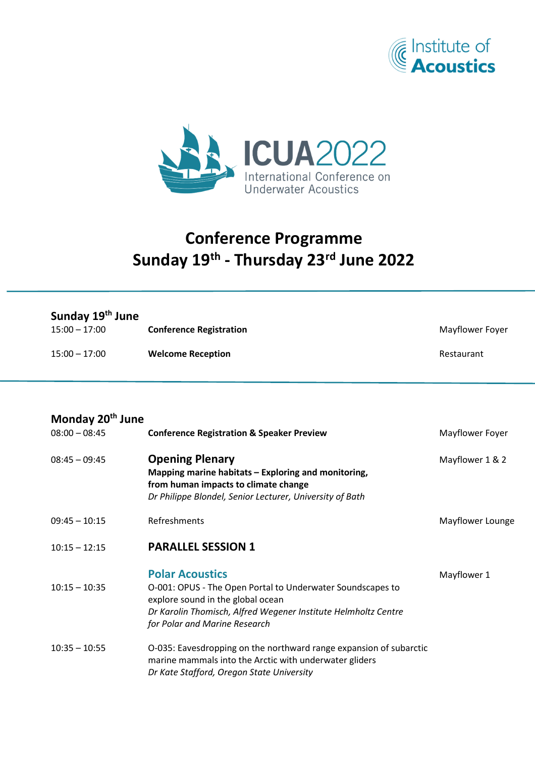Institute of Acoustics

ICUA2022
International Conference on Underwater Acoustics

# Conference Programme
# Sunday 19th - Thursday 23rd June 2022

---

## Sunday 19th June

| Time | Event | Location |
|---|---|---|
| 15:00 – 17:00 | **Conference Registration** | Mayflower Foyer |
| 15:00 – 17:00 | **Welcome Reception** | Restaurant |

---

## Monday 20th June

| Time | Event | Location |
|---|---|---|
| 08:00 – 08:45 | **Conference Registration & Speaker Preview** | Mayflower Foyer |
| 08:45 – 09:45 | **Opening Plenary**<br>**Mapping marine habitats – Exploring and monitoring, from human impacts to climate change**<br>*Dr Philippe Blondel, Senior Lecturer, University of Bath* | Mayflower 1 & 2 |
| 09:45 – 10:15 | Refreshments | Mayflower Lounge |
| 10:15 – 12:15 | **PARALLEL SESSION 1** | |
| | **Polar Acoustics** | Mayflower 1 |
| 10:15 – 10:35 | O-001: OPUS - The Open Portal to Underwater Soundscapes to explore sound in the global ocean<br>*Dr Karolin Thomisch, Alfred Wegener Institute Helmholtz Centre for Polar and Marine Research* | |
| 10:35 – 10:55 | O-035: Eavesdropping on the northward range expansion of subarctic marine mammals into the Arctic with underwater gliders<br>*Dr Kate Stafford, Oregon State University* | |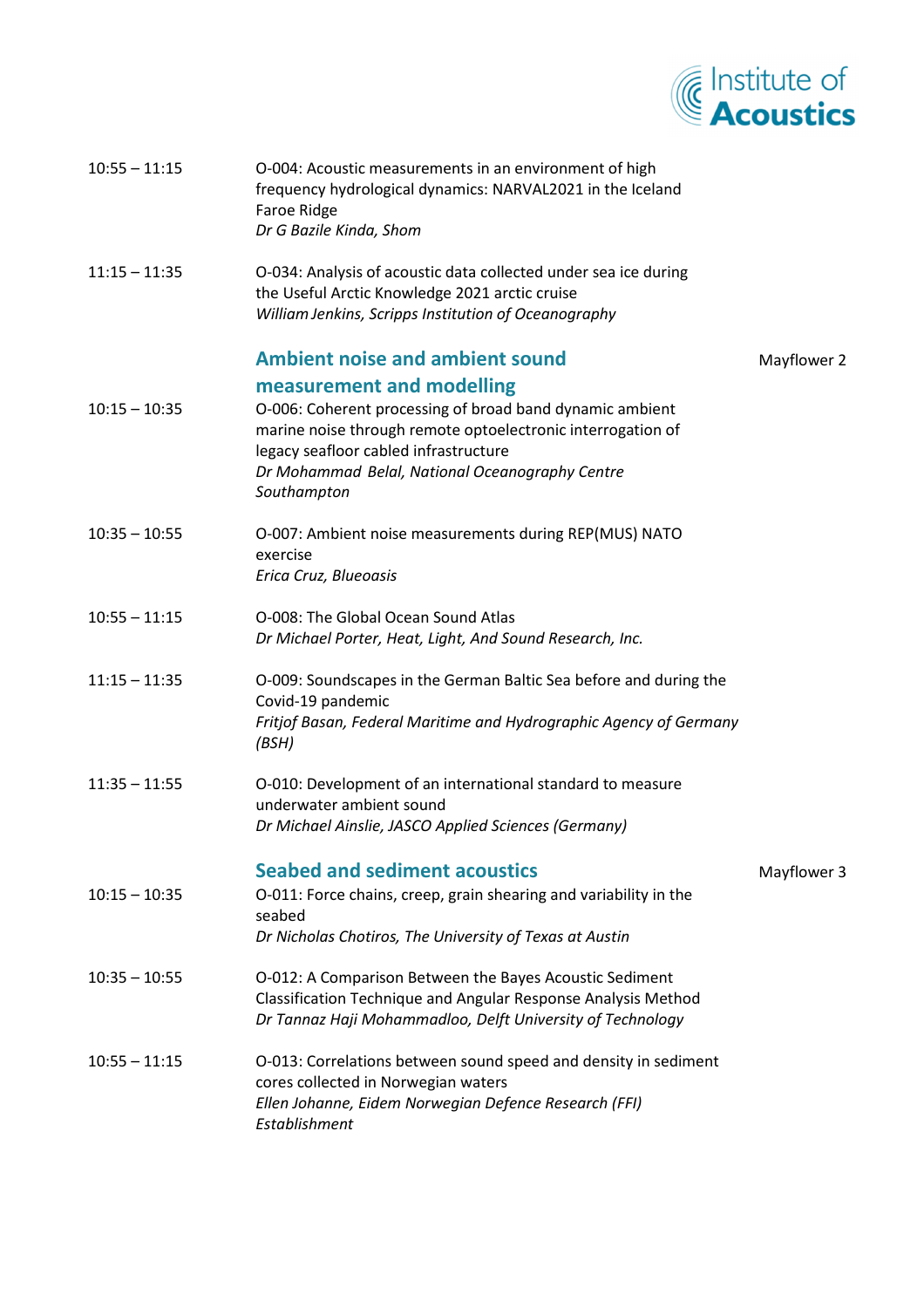10:55 – 11:15 O-004: Acoustic measurements in an environment of high frequency hydrological dynamics: NARVAL2021 in the Iceland Faroe Ridge
*Dr G Bazile Kinda, Shom*

11:15 – 11:35 O-034: Analysis of acoustic data collected under sea ice during the Useful Arctic Knowledge 2021 arctic cruise
*William Jenkins, Scripps Institution of Oceanography*

## Ambient noise and ambient sound measurement and modelling

Mayflower 2

10:15 – 10:35 O-006: Coherent processing of broad band dynamic ambient marine noise through remote optoelectronic interrogation of legacy seafloor cabled infrastructure
*Dr Mohammad Belal, National Oceanography Centre Southampton*

10:35 – 10:55 O-007: Ambient noise measurements during REP(MUS) NATO exercise
*Erica Cruz, Blueoasis*

10:55 – 11:15 O-008: The Global Ocean Sound Atlas
*Dr Michael Porter, Heat, Light, And Sound Research, Inc.*

11:15 – 11:35 O-009: Soundscapes in the German Baltic Sea before and during the Covid-19 pandemic
*Fritjof Basan, Federal Maritime and Hydrographic Agency of Germany (BSH)*

11:35 – 11:55 O-010: Development of an international standard to measure underwater ambient sound
*Dr Michael Ainslie, JASCO Applied Sciences (Germany)*

## Seabed and sediment acoustics

Mayflower 3

10:15 – 10:35 O-011: Force chains, creep, grain shearing and variability in the seabed
*Dr Nicholas Chotiros, The University of Texas at Austin*

10:35 – 10:55 O-012: A Comparison Between the Bayes Acoustic Sediment Classification Technique and Angular Response Analysis Method
*Dr Tannaz Haji Mohammadloo, Delft University of Technology*

10:55 – 11:15 O-013: Correlations between sound speed and density in sediment cores collected in Norwegian waters
*Ellen Johanne, Eidem Norwegian Defence Research (FFI) Establishment*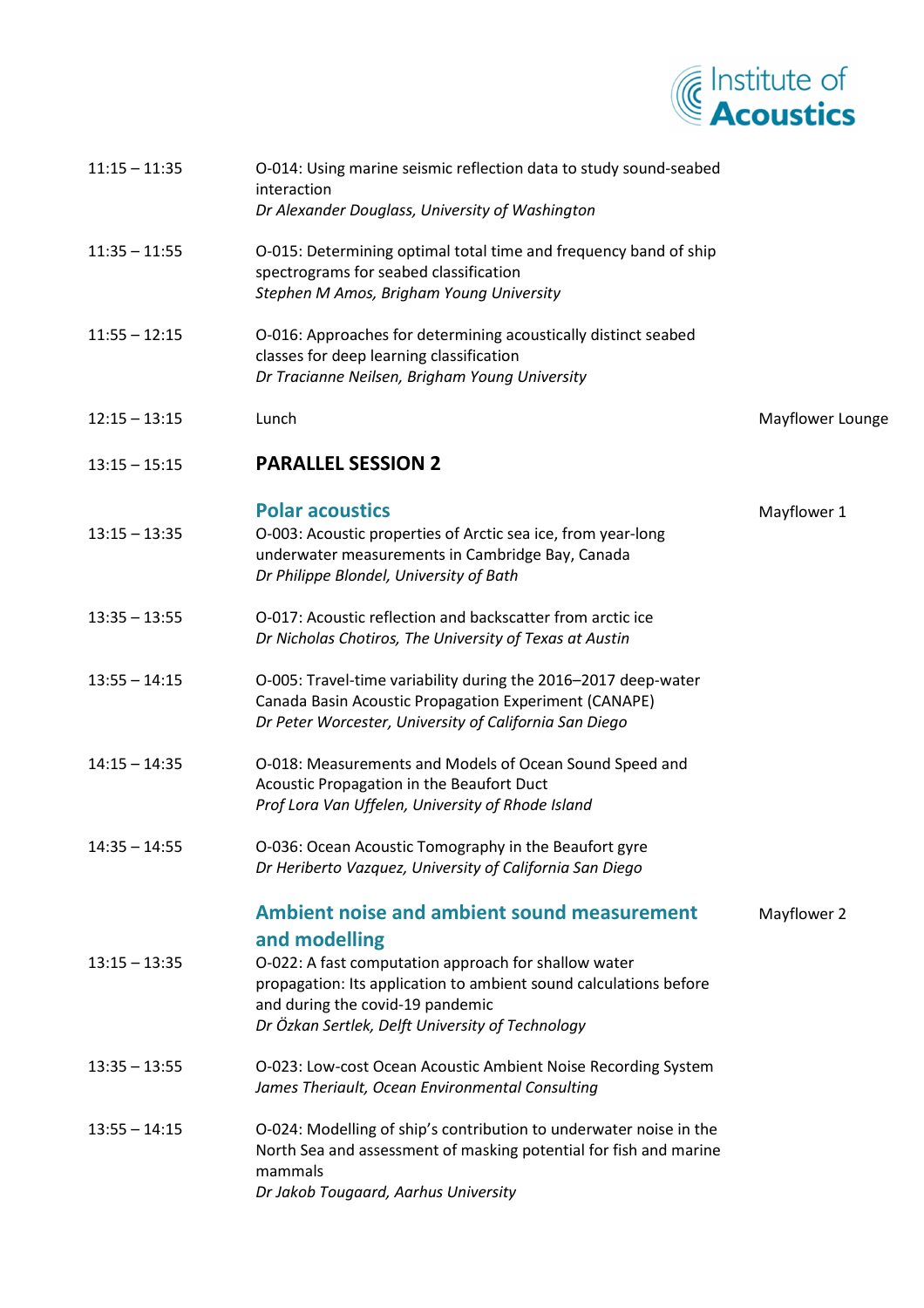11:15 – 11:35 O-014: Using marine seismic reflection data to study sound-seabed interaction
*Dr Alexander Douglass, University of Washington*

11:35 – 11:55 O-015: Determining optimal total time and frequency band of ship spectrograms for seabed classification
*Stephen M Amos, Brigham Young University*

11:55 – 12:15 O-016: Approaches for determining acoustically distinct seabed classes for deep learning classification
*Dr Tracianne Neilsen, Brigham Young University*

12:15 – 13:15 Lunch — Mayflower Lounge

## 13:15 – 15:15 PARALLEL SESSION 2

### Polar acoustics — Mayflower 1

13:15 – 13:35 O-003: Acoustic properties of Arctic sea ice, from year-long underwater measurements in Cambridge Bay, Canada
*Dr Philippe Blondel, University of Bath*

13:35 – 13:55 O-017: Acoustic reflection and backscatter from arctic ice
*Dr Nicholas Chotiros, The University of Texas at Austin*

13:55 – 14:15 O-005: Travel-time variability during the 2016–2017 deep-water Canada Basin Acoustic Propagation Experiment (CANAPE)
*Dr Peter Worcester, University of California San Diego*

14:15 – 14:35 O-018: Measurements and Models of Ocean Sound Speed and Acoustic Propagation in the Beaufort Duct
*Prof Lora Van Uffelen, University of Rhode Island*

14:35 – 14:55 O-036: Ocean Acoustic Tomography in the Beaufort gyre
*Dr Heriberto Vazquez, University of California San Diego*

### Ambient noise and ambient sound measurement and modelling — Mayflower 2

13:15 – 13:35 O-022: A fast computation approach for shallow water propagation: Its application to ambient sound calculations before and during the covid-19 pandemic
*Dr Özkan Sertlek, Delft University of Technology*

13:35 – 13:55 O-023: Low-cost Ocean Acoustic Ambient Noise Recording System
*James Theriault, Ocean Environmental Consulting*

13:55 – 14:15 O-024: Modelling of ship's contribution to underwater noise in the North Sea and assessment of masking potential for fish and marine mammals
*Dr Jakob Tougaard, Aarhus University*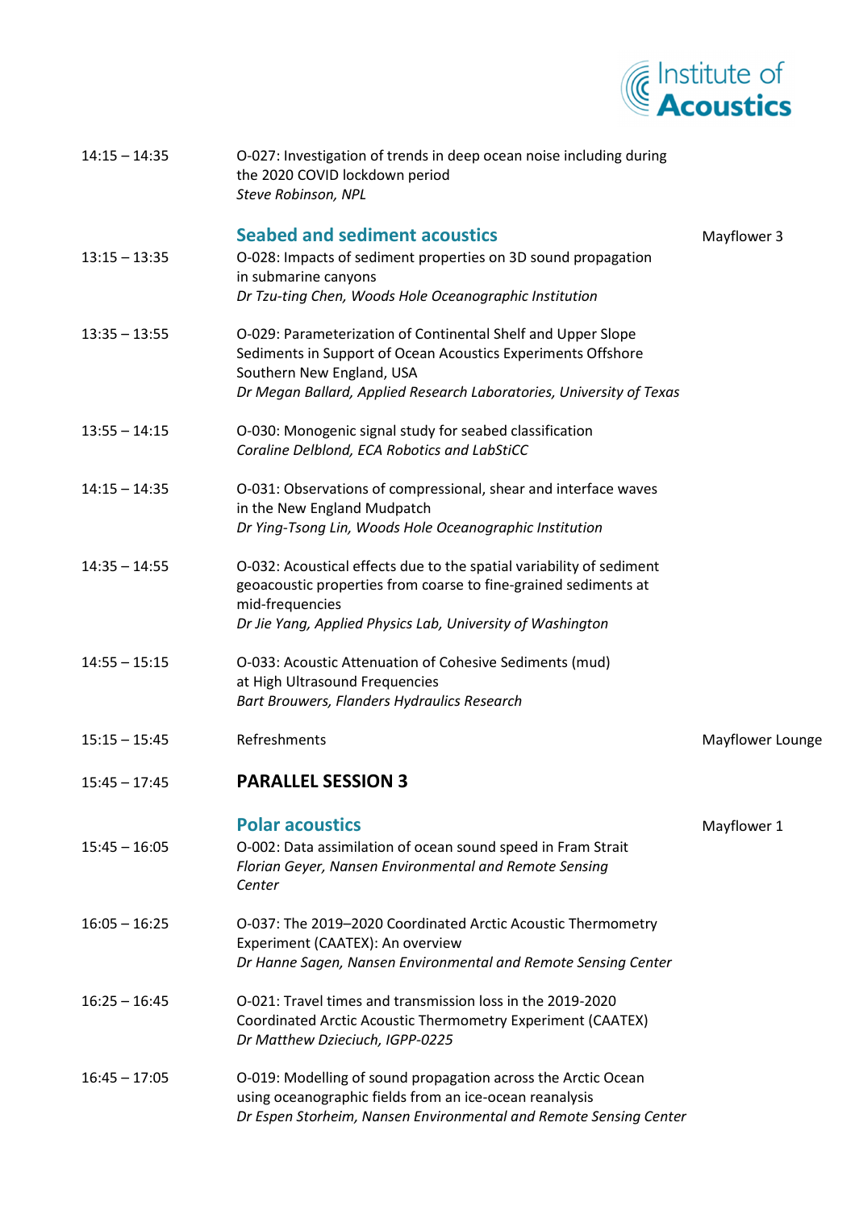| | | |
|---|---|---|
| 14:15 – 14:35 | O-027: Investigation of trends in deep ocean noise including during the 2020 COVID lockdown period<br>*Steve Robinson, NPL* | |
| | **Seabed and sediment acoustics** | Mayflower 3 |
| 13:15 – 13:35 | O-028: Impacts of sediment properties on 3D sound propagation in submarine canyons<br>*Dr Tzu-ting Chen, Woods Hole Oceanographic Institution* | |
| 13:35 – 13:55 | O-029: Parameterization of Continental Shelf and Upper Slope Sediments in Support of Ocean Acoustics Experiments Offshore Southern New England, USA<br>*Dr Megan Ballard, Applied Research Laboratories, University of Texas* | |
| 13:55 – 14:15 | O-030: Monogenic signal study for seabed classification<br>*Coraline Delblond, ECA Robotics and LabSticC* | |
| 14:15 – 14:35 | O-031: Observations of compressional, shear and interface waves in the New England Mudpatch<br>*Dr Ying-Tsong Lin, Woods Hole Oceanographic Institution* | |
| 14:35 – 14:55 | O-032: Acoustical effects due to the spatial variability of sediment geoacoustic properties from coarse to fine-grained sediments at mid-frequencies<br>*Dr Jie Yang, Applied Physics Lab, University of Washington* | |
| 14:55 – 15:15 | O-033: Acoustic Attenuation of Cohesive Sediments (mud) at High Ultrasound Frequencies<br>*Bart Brouwers, Flanders Hydraulics Research* | |
| 15:15 – 15:45 | Refreshments | Mayflower Lounge |
| 15:45 – 17:45 | **PARALLEL SESSION 3** | |
| | **Polar acoustics** | Mayflower 1 |
| 15:45 – 16:05 | O-002: Data assimilation of ocean sound speed in Fram Strait<br>*Florian Geyer, Nansen Environmental and Remote Sensing Center* | |
| 16:05 – 16:25 | O-037: The 2019–2020 Coordinated Arctic Acoustic Thermometry Experiment (CAATEX): An overview<br>*Dr Hanne Sagen, Nansen Environmental and Remote Sensing Center* | |
| 16:25 – 16:45 | O-021: Travel times and transmission loss in the 2019-2020 Coordinated Arctic Acoustic Thermometry Experiment (CAATEX)<br>*Dr Matthew Dzieciuch, IGPP-0225* | |
| 16:45 – 17:05 | O-019: Modelling of sound propagation across the Arctic Ocean using oceanographic fields from an ice-ocean reanalysis<br>*Dr Espen Storheim, Nansen Environmental and Remote Sensing Center* | |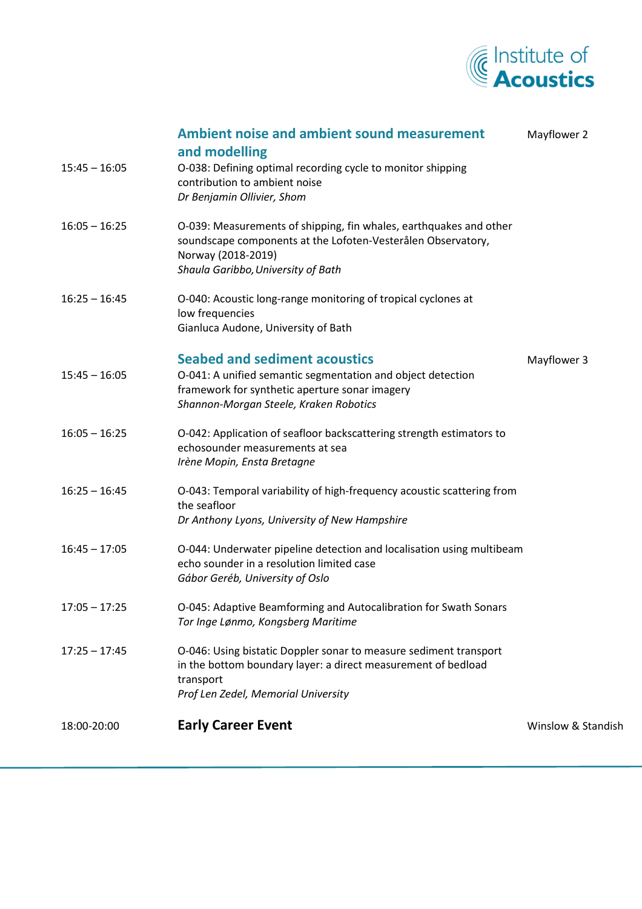## Ambient noise and ambient sound measurement and modelling

Mayflower 2

15:45 – 16:05
O-038: Defining optimal recording cycle to monitor shipping contribution to ambient noise
*Dr Benjamin Ollivier, Shom*

16:05 – 16:25
O-039: Measurements of shipping, fin whales, earthquakes and other soundscape components at the Lofoten-Vesterålen Observatory, Norway (2018-2019)
*Shaula Garibbo, University of Bath*

16:25 – 16:45
O-040: Acoustic long-range monitoring of tropical cyclones at low frequencies
Gianluca Audone, University of Bath

## Seabed and sediment acoustics

Mayflower 3

15:45 – 16:05
O-041: A unified semantic segmentation and object detection framework for synthetic aperture sonar imagery
*Shannon-Morgan Steele, Kraken Robotics*

16:05 – 16:25
O-042: Application of seafloor backscattering strength estimators to echosounder measurements at sea
*Irène Mopin, Ensta Bretagne*

16:25 – 16:45
O-043: Temporal variability of high-frequency acoustic scattering from the seafloor
*Dr Anthony Lyons, University of New Hampshire*

16:45 – 17:05
O-044: Underwater pipeline detection and localisation using multibeam echo sounder in a resolution limited case
*Gábor Geréb, University of Oslo*

17:05 – 17:25
O-045: Adaptive Beamforming and Autocalibration for Swath Sonars
*Tor Inge Lønmo, Kongsberg Maritime*

17:25 – 17:45
O-046: Using bistatic Doppler sonar to measure sediment transport in the bottom boundary layer: a direct measurement of bedload transport
*Prof Len Zedel, Memorial University*

18:00-20:00
**Early Career Event**
Winslow & Standish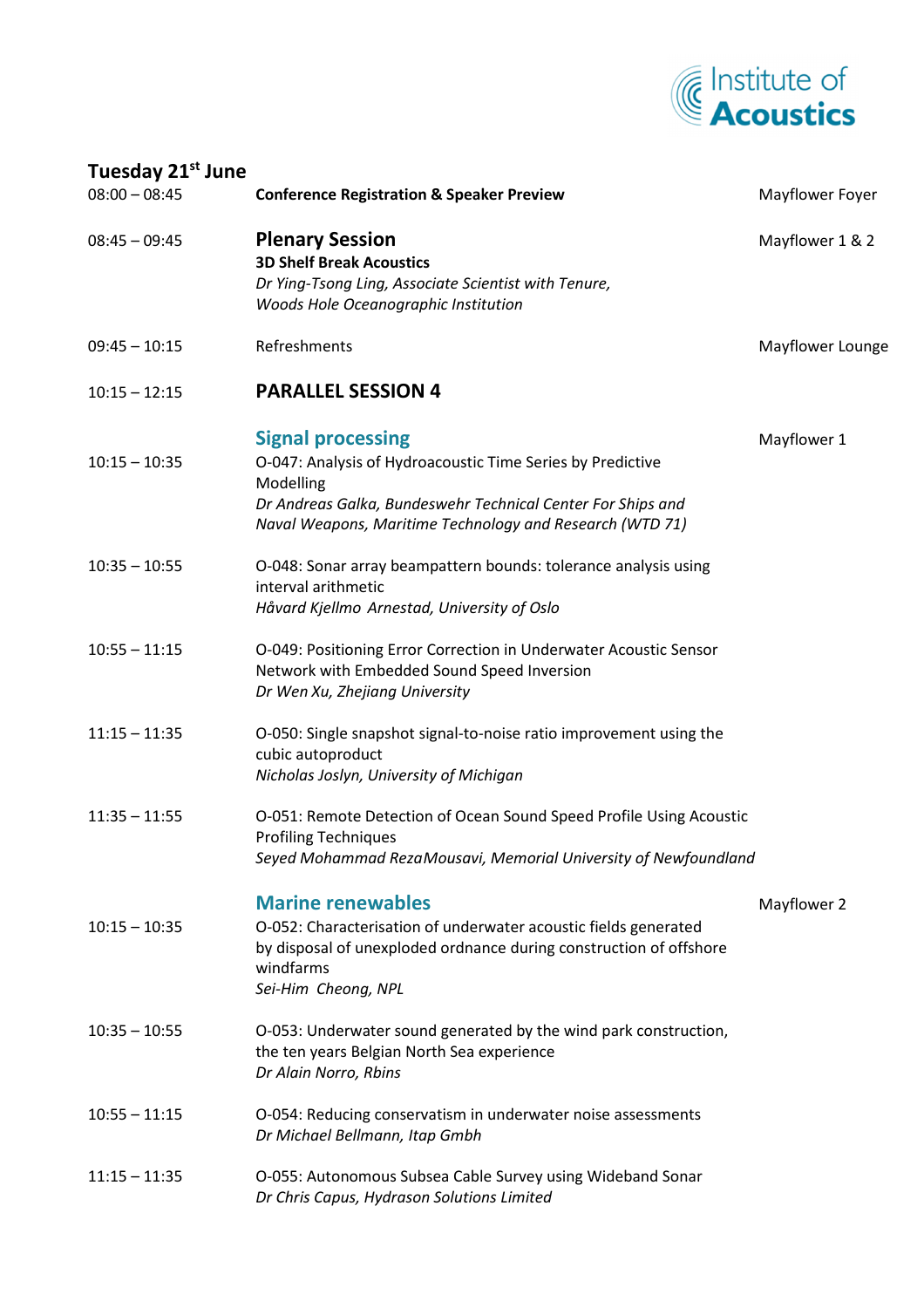## Tuesday 21st June

08:00 – 08:45 **Conference Registration & Speaker Preview** — Mayflower Foyer

08:45 – 09:45 **Plenary Session** — Mayflower 1 & 2

**3D Shelf Break Acoustics**
*Dr Ying-Tsong Ling, Associate Scientist with Tenure, Woods Hole Oceanographic Institution*

09:45 – 10:15 Refreshments — Mayflower Lounge

10:15 – 12:15 **PARALLEL SESSION 4**

### Signal processing — Mayflower 1

10:15 – 10:35 O-047: Analysis of Hydroacoustic Time Series by Predictive Modelling
*Dr Andreas Galka, Bundeswehr Technical Center For Ships and Naval Weapons, Maritime Technology and Research (WTD 71)*

10:35 – 10:55 O-048: Sonar array beampattern bounds: tolerance analysis using interval arithmetic
*Håvard Kjellmo Arnestad, University of Oslo*

10:55 – 11:15 O-049: Positioning Error Correction in Underwater Acoustic Sensor Network with Embedded Sound Speed Inversion
*Dr Wen Xu, Zhejiang University*

11:15 – 11:35 O-050: Single snapshot signal-to-noise ratio improvement using the cubic autoproduct
*Nicholas Joslyn, University of Michigan*

11:35 – 11:55 O-051: Remote Detection of Ocean Sound Speed Profile Using Acoustic Profiling Techniques
*Seyed Mohammad RezaMousavi, Memorial University of Newfoundland*

### Marine renewables — Mayflower 2

10:15 – 10:35 O-052: Characterisation of underwater acoustic fields generated by disposal of unexploded ordnance during construction of offshore windfarms
*Sei-Him Cheong, NPL*

10:35 – 10:55 O-053: Underwater sound generated by the wind park construction, the ten years Belgian North Sea experience
*Dr Alain Norro, Rbins*

10:55 – 11:15 O-054: Reducing conservatism in underwater noise assessments
*Dr Michael Bellmann, Itap Gmbh*

11:15 – 11:35 O-055: Autonomous Subsea Cable Survey using Wideband Sonar
*Dr Chris Capus, Hydrason Solutions Limited*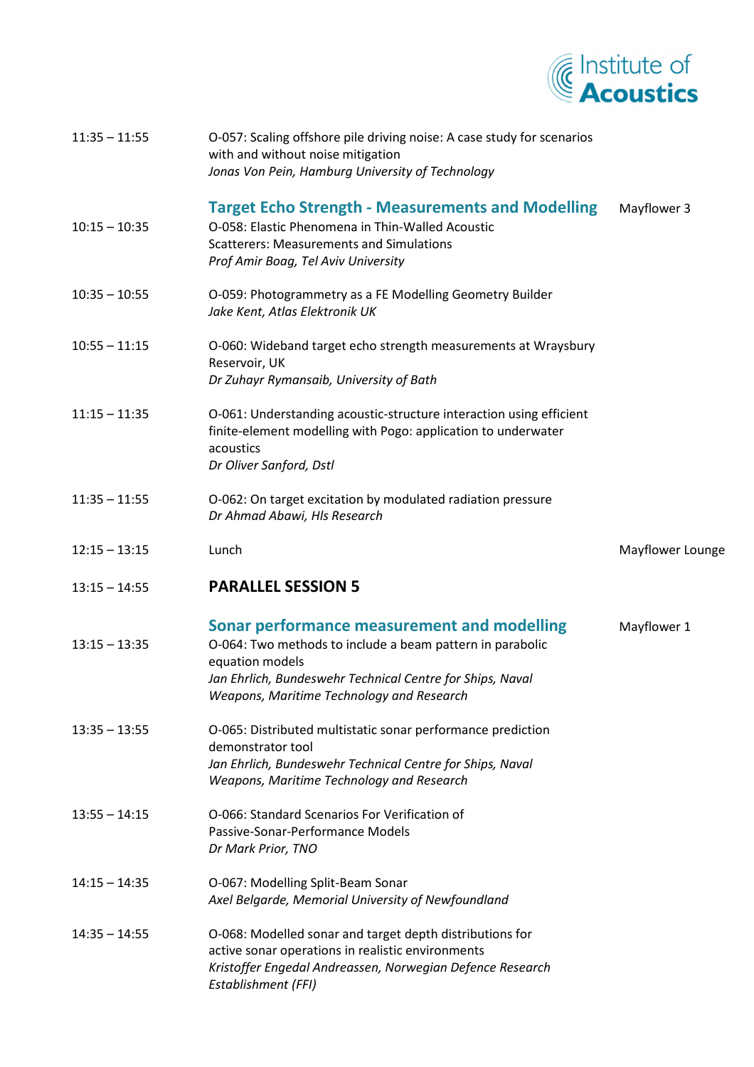| Time | Session | Room |
|---|---|---|
| 11:35 – 11:55 | O-057: Scaling offshore pile driving noise: A case study for scenarios with and without noise mitigation<br>*Jonas Von Pein, Hamburg University of Technology* | |
| | **Target Echo Strength - Measurements and Modelling** | Mayflower 3 |
| 10:15 – 10:35 | O-058: Elastic Phenomena in Thin-Walled Acoustic Scatterers: Measurements and Simulations<br>*Prof Amir Boag, Tel Aviv University* | |
| 10:35 – 10:55 | O-059: Photogrammetry as a FE Modelling Geometry Builder<br>*Jake Kent, Atlas Elektronik UK* | |
| 10:55 – 11:15 | O-060: Wideband target echo strength measurements at Wraysbury Reservoir, UK<br>*Dr Zuhayr Rymansaib, University of Bath* | |
| 11:15 – 11:35 | O-061: Understanding acoustic-structure interaction using efficient finite-element modelling with Pogo: application to underwater acoustics<br>*Dr Oliver Sanford, Dstl* | |
| 11:35 – 11:55 | O-062: On target excitation by modulated radiation pressure<br>*Dr Ahmad Abawi, Hls Research* | |
| 12:15 – 13:15 | Lunch | Mayflower Lounge |
| 13:15 – 14:55 | **PARALLEL SESSION 5** | |
| | **Sonar performance measurement and modelling** | Mayflower 1 |
| 13:15 – 13:35 | O-064: Two methods to include a beam pattern in parabolic equation models<br>*Jan Ehrlich, Bundeswehr Technical Centre for Ships, Naval Weapons, Maritime Technology and Research* | |
| 13:35 – 13:55 | O-065: Distributed multistatic sonar performance prediction demonstrator tool<br>*Jan Ehrlich, Bundeswehr Technical Centre for Ships, Naval Weapons, Maritime Technology and Research* | |
| 13:55 – 14:15 | O-066: Standard Scenarios For Verification of Passive-Sonar-Performance Models<br>*Dr Mark Prior, TNO* | |
| 14:15 – 14:35 | O-067: Modelling Split-Beam Sonar<br>*Axel Belgarde, Memorial University of Newfoundland* | |
| 14:35 – 14:55 | O-068: Modelled sonar and target depth distributions for active sonar operations in realistic environments<br>*Kristoffer Engedal Andreassen, Norwegian Defence Research Establishment (FFI)* | |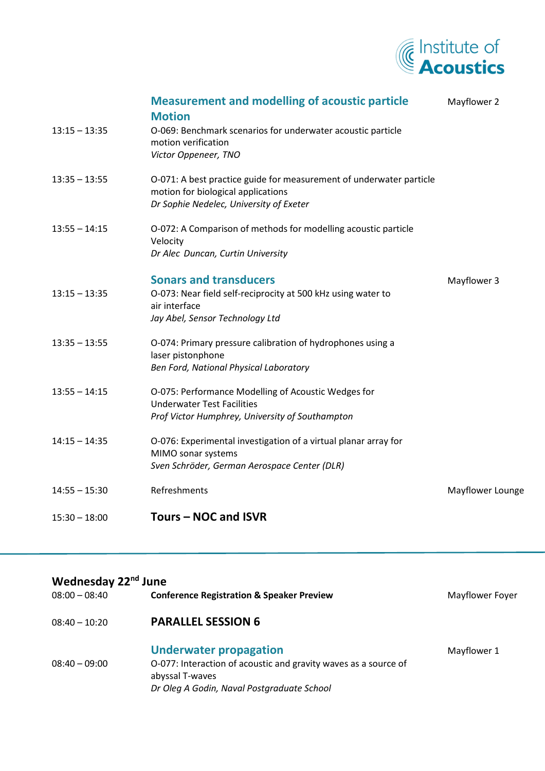### Measurement and modelling of acoustic particle Motion

Mayflower 2

13:15 – 13:35
O-069: Benchmark scenarios for underwater acoustic particle motion verification
*Victor Oppeneer, TNO*

13:35 – 13:55
O-071: A best practice guide for measurement of underwater particle motion for biological applications
*Dr Sophie Nedelec, University of Exeter*

13:55 – 14:15
O-072: A Comparison of methods for modelling acoustic particle Velocity
*Dr Alec Duncan, Curtin University*

### Sonars and transducers

Mayflower 3

13:15 – 13:35
O-073: Near field self-reciprocity at 500 kHz using water to air interface
*Jay Abel, Sensor Technology Ltd*

13:35 – 13:55
O-074: Primary pressure calibration of hydrophones using a laser pistonphone
*Ben Ford, National Physical Laboratory*

13:55 – 14:15
O-075: Performance Modelling of Acoustic Wedges for Underwater Test Facilities
*Prof Victor Humphrey, University of Southampton*

14:15 – 14:35
O-076: Experimental investigation of a virtual planar array for MIMO sonar systems
*Sven Schröder, German Aerospace Center (DLR)*

14:55 – 15:30 Refreshments — Mayflower Lounge

15:30 – 18:00 **Tours – NOC and ISVR**

---

## Wednesday 22nd June

08:00 – 08:40 **Conference Registration & Speaker Preview** — Mayflower Foyer

08:40 – 10:20 **PARALLEL SESSION 6**

### Underwater propagation

Mayflower 1

08:40 – 09:00
O-077: Interaction of acoustic and gravity waves as a source of abyssal T-waves
*Dr Oleg A Godin, Naval Postgraduate School*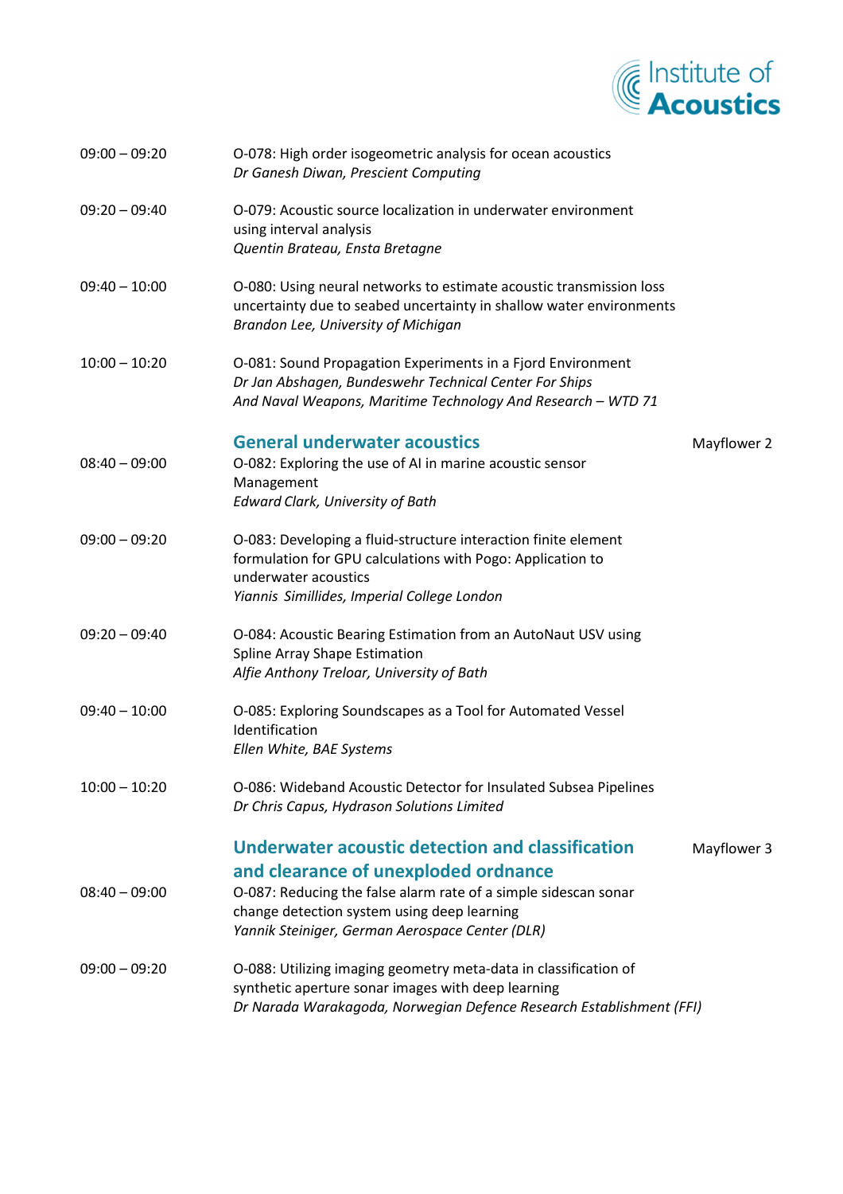09:00 – 09:20 O-078: High order isogeometric analysis for ocean acoustics
*Dr Ganesh Diwan, Prescient Computing*

09:20 – 09:40 O-079: Acoustic source localization in underwater environment using interval analysis
*Quentin Brateau, Ensta Bretagne*

09:40 – 10:00 O-080: Using neural networks to estimate acoustic transmission loss uncertainty due to seabed uncertainty in shallow water environments
*Brandon Lee, University of Michigan*

10:00 – 10:20 O-081: Sound Propagation Experiments in a Fjord Environment
*Dr Jan Abshagen, Bundeswehr Technical Center For Ships And Naval Weapons, Maritime Technology And Research – WTD 71*

## General underwater acoustics

Mayflower 2

08:40 – 09:00 O-082: Exploring the use of AI in marine acoustic sensor Management
*Edward Clark, University of Bath*

09:00 – 09:20 O-083: Developing a fluid-structure interaction finite element formulation for GPU calculations with Pogo: Application to underwater acoustics
*Yiannis Simillides, Imperial College London*

09:20 – 09:40 O-084: Acoustic Bearing Estimation from an AutoNaut USV using Spline Array Shape Estimation
*Alfie Anthony Treloar, University of Bath*

09:40 – 10:00 O-085: Exploring Soundscapes as a Tool for Automated Vessel Identification
*Ellen White, BAE Systems*

10:00 – 10:20 O-086: Wideband Acoustic Detector for Insulated Subsea Pipelines
*Dr Chris Capus, Hydrason Solutions Limited*

## Underwater acoustic detection and classification and clearance of unexploded ordnance

Mayflower 3

08:40 – 09:00 O-087: Reducing the false alarm rate of a simple sidescan sonar change detection system using deep learning
*Yannik Steiniger, German Aerospace Center (DLR)*

09:00 – 09:20 O-088: Utilizing imaging geometry meta-data in classification of synthetic aperture sonar images with deep learning
*Dr Narada Warakagoda, Norwegian Defence Research Establishment (FFI)*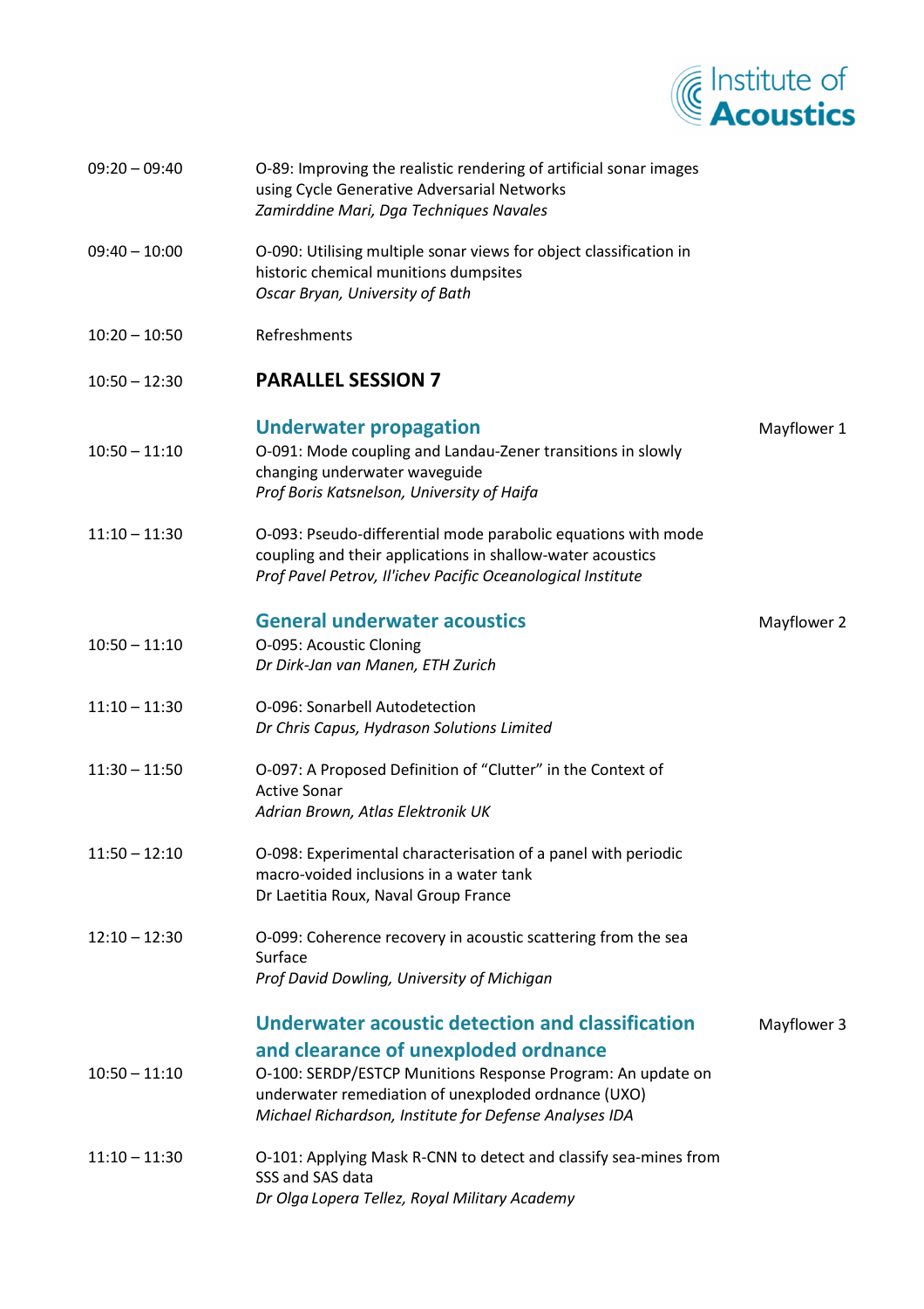09:20 – 09:40 O-89: Improving the realistic rendering of artificial sonar images using Cycle Generative Adversarial Networks
*Zamirddine Mari, Dga Techniques Navales*

09:40 – 10:00 O-090: Utilising multiple sonar views for object classification in historic chemical munitions dumpsites
*Oscar Bryan, University of Bath*

10:20 – 10:50 Refreshments

10:50 – 12:30 **PARALLEL SESSION 7**

### Underwater propagation

Mayflower 1

10:50 – 11:10 O-091: Mode coupling and Landau-Zener transitions in slowly changing underwater waveguide
*Prof Boris Katsnelson, University of Haifa*

11:10 – 11:30 O-093: Pseudo-differential mode parabolic equations with mode coupling and their applications in shallow-water acoustics
*Prof Pavel Petrov, Il'ichev Pacific Oceanological Institute*

### General underwater acoustics

Mayflower 2

10:50 – 11:10 O-095: Acoustic Cloning
*Dr Dirk-Jan van Manen, ETH Zurich*

11:10 – 11:30 O-096: Sonarbell Autodetection
*Dr Chris Capus, Hydrason Solutions Limited*

11:30 – 11:50 O-097: A Proposed Definition of "Clutter" in the Context of Active Sonar
*Adrian Brown, Atlas Elektronik UK*

11:50 – 12:10 O-098: Experimental characterisation of a panel with periodic macro-voided inclusions in a water tank
Dr Laetitia Roux, Naval Group France

12:10 – 12:30 O-099: Coherence recovery in acoustic scattering from the sea Surface
*Prof David Dowling, University of Michigan*

### Underwater acoustic detection and classification and clearance of unexploded ordnance

Mayflower 3

10:50 – 11:10 O-100: SERDP/ESTCP Munitions Response Program: An update on underwater remediation of unexploded ordnance (UXO)
*Michael Richardson, Institute for Defense Analyses IDA*

11:10 – 11:30 O-101: Applying Mask R-CNN to detect and classify sea-mines from SSS and SAS data
*Dr Olga Lopera Tellez, Royal Military Academy*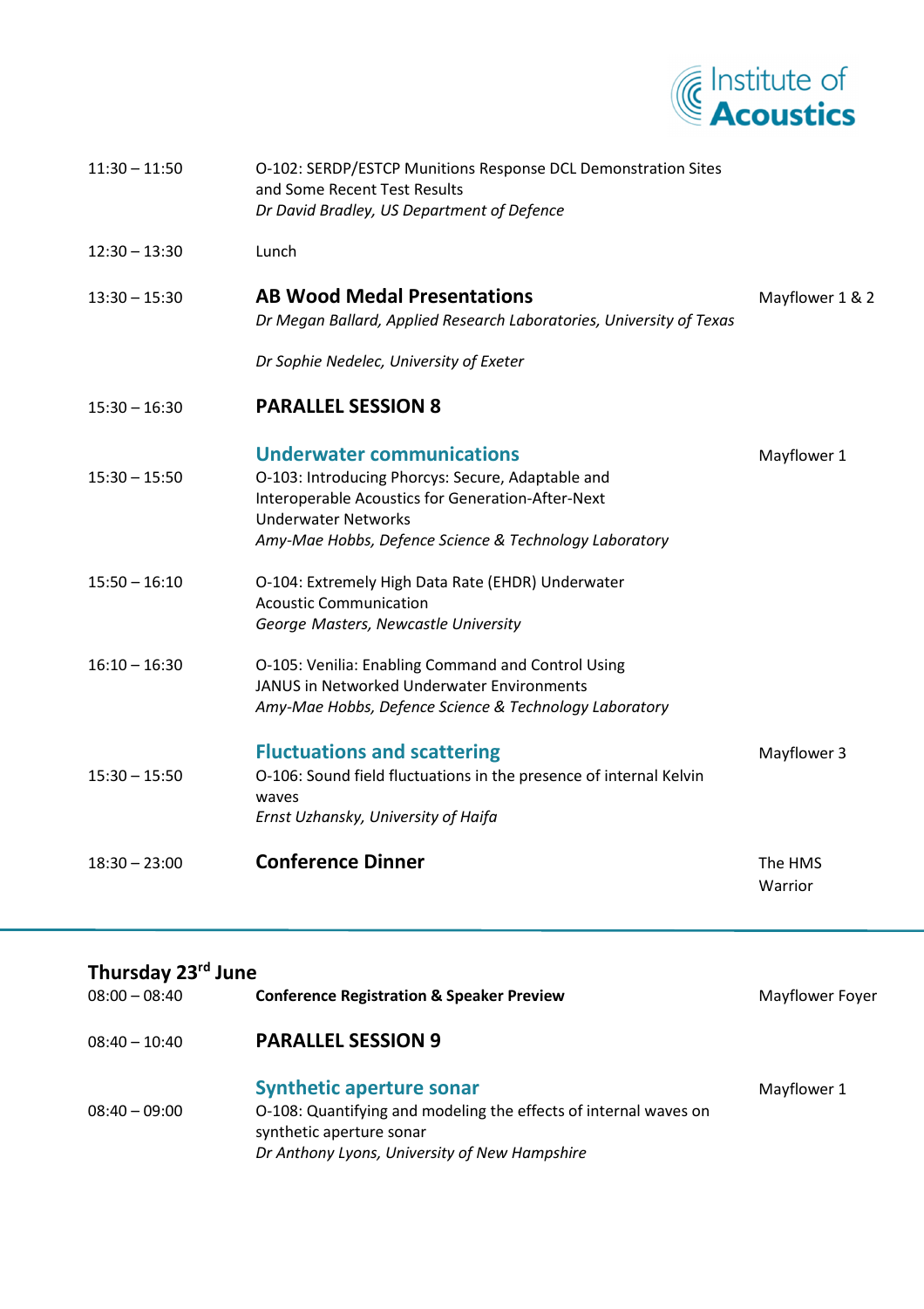| | | |
|---|---|---|
| 11:30 – 11:50 | O-102: SERDP/ESTCP Munitions Response DCL Demonstration Sites and Some Recent Test Results<br>*Dr David Bradley, US Department of Defence* | |
| 12:30 – 13:30 | Lunch | |
| 13:30 – 15:30 | **AB Wood Medal Presentations**<br>*Dr Megan Ballard, Applied Research Laboratories, University of Texas*<br><br>*Dr Sophie Nedelec, University of Exeter* | Mayflower 1 & 2 |
| 15:30 – 16:30 | **PARALLEL SESSION 8** | |
| | **Underwater communications** | Mayflower 1 |
| 15:30 – 15:50 | O-103: Introducing Phorcys: Secure, Adaptable and Interoperable Acoustics for Generation-After-Next Underwater Networks<br>*Amy-Mae Hobbs, Defence Science & Technology Laboratory* | |
| 15:50 – 16:10 | O-104: Extremely High Data Rate (EHDR) Underwater Acoustic Communication<br>*George Masters, Newcastle University* | |
| 16:10 – 16:30 | O-105: Venilia: Enabling Command and Control Using JANUS in Networked Underwater Environments<br>*Amy-Mae Hobbs, Defence Science & Technology Laboratory* | |
| | **Fluctuations and scattering** | Mayflower 3 |
| 15:30 – 15:50 | O-106: Sound field fluctuations in the presence of internal Kelvin waves<br>*Ernst Uzhansky, University of Haifa* | |
| 18:30 – 23:00 | **Conference Dinner** | The HMS Warrior |

## Thursday 23rd June

| | | |
|---|---|---|
| 08:00 – 08:40 | **Conference Registration & Speaker Preview** | Mayflower Foyer |
| 08:40 – 10:40 | **PARALLEL SESSION 9** | |
| | **Synthetic aperture sonar** | Mayflower 1 |
| 08:40 – 09:00 | O-108: Quantifying and modeling the effects of internal waves on synthetic aperture sonar<br>*Dr Anthony Lyons, University of New Hampshire* | |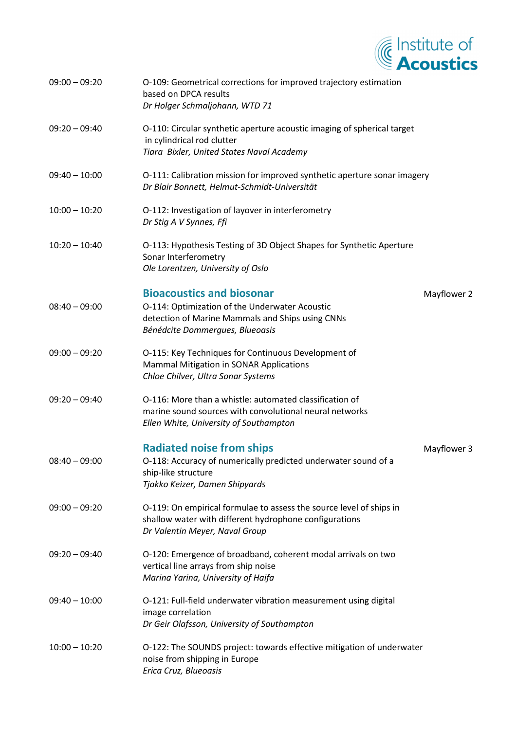| | | |
|---|---|---|
| 09:00 – 09:20 | O-109: Geometrical corrections for improved trajectory estimation based on DPCA results<br>*Dr Holger Schmaljohann, WTD 71* | |
| 09:20 – 09:40 | O-110: Circular synthetic aperture acoustic imaging of spherical target in cylindrical rod clutter<br>*Tiara Bixler, United States Naval Academy* | |
| 09:40 – 10:00 | O-111: Calibration mission for improved synthetic aperture sonar imagery<br>*Dr Blair Bonnett, Helmut-Schmidt-Universität* | |
| 10:00 – 10:20 | O-112: Investigation of layover in interferometry<br>*Dr Stig A V Synnes, Ffi* | |
| 10:20 – 10:40 | O-113: Hypothesis Testing of 3D Object Shapes for Synthetic Aperture Sonar Interferometry<br>*Ole Lorentzen, University of Oslo* | |

## Bioacoustics and biosonar

Mayflower 2

| | |
|---|---|
| 08:40 – 09:00 | O-114: Optimization of the Underwater Acoustic detection of Marine Mammals and Ships using CNNs<br>*Bénédcite Dommergues, Blueoasis* |
| 09:00 – 09:20 | O-115: Key Techniques for Continuous Development of Mammal Mitigation in SONAR Applications<br>*Chloe Chilver, Ultra Sonar Systems* |
| 09:20 – 09:40 | O-116: More than a whistle: automated classification of marine sound sources with convolutional neural networks<br>*Ellen White, University of Southampton* |

## Radiated noise from ships

Mayflower 3

| | |
|---|---|
| 08:40 – 09:00 | O-118: Accuracy of numerically predicted underwater sound of a ship-like structure<br>*Tjakko Keizer, Damen Shipyards* |
| 09:00 – 09:20 | O-119: On empirical formulae to assess the source level of ships in shallow water with different hydrophone configurations<br>*Dr Valentin Meyer, Naval Group* |
| 09:20 – 09:40 | O-120: Emergence of broadband, coherent modal arrivals on two vertical line arrays from ship noise<br>*Marina Yarina, University of Haifa* |
| 09:40 – 10:00 | O-121: Full-field underwater vibration measurement using digital image correlation<br>*Dr Geir Olafsson, University of Southampton* |
| 10:00 – 10:20 | O-122: The SOUNDS project: towards effective mitigation of underwater noise from shipping in Europe<br>*Erica Cruz, Blueoasis* |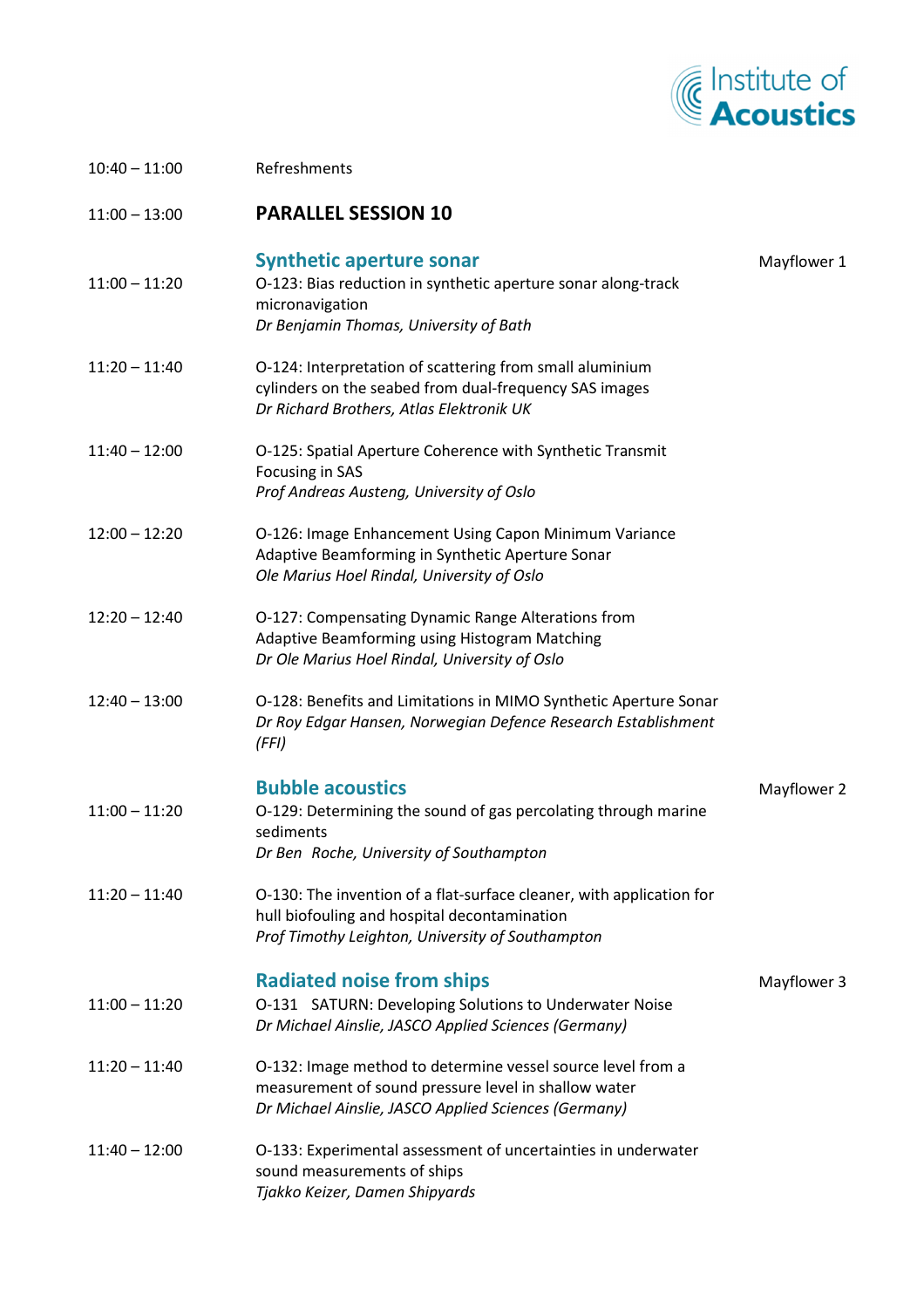10:40 – 11:00 Refreshments

11:00 – 13:00 **PARALLEL SESSION 10**

## Synthetic aperture sonar

Mayflower 1

11:00 – 11:20 O-123: Bias reduction in synthetic aperture sonar along-track micronavigation
*Dr Benjamin Thomas, University of Bath*

11:20 – 11:40 O-124: Interpretation of scattering from small aluminium cylinders on the seabed from dual-frequency SAS images
*Dr Richard Brothers, Atlas Elektronik UK*

11:40 – 12:00 O-125: Spatial Aperture Coherence with Synthetic Transmit Focusing in SAS
*Prof Andreas Austeng, University of Oslo*

12:00 – 12:20 O-126: Image Enhancement Using Capon Minimum Variance Adaptive Beamforming in Synthetic Aperture Sonar
*Ole Marius Hoel Rindal, University of Oslo*

12:20 – 12:40 O-127: Compensating Dynamic Range Alterations from Adaptive Beamforming using Histogram Matching
*Dr Ole Marius Hoel Rindal, University of Oslo*

12:40 – 13:00 O-128: Benefits and Limitations in MIMO Synthetic Aperture Sonar
*Dr Roy Edgar Hansen, Norwegian Defence Research Establishment (FFI)*

## Bubble acoustics

Mayflower 2

11:00 – 11:20 O-129: Determining the sound of gas percolating through marine sediments
*Dr Ben Roche, University of Southampton*

11:20 – 11:40 O-130: The invention of a flat-surface cleaner, with application for hull biofouling and hospital decontamination
*Prof Timothy Leighton, University of Southampton*

## Radiated noise from ships

Mayflower 3

11:00 – 11:20 O-131 SATURN: Developing Solutions to Underwater Noise
*Dr Michael Ainslie, JASCO Applied Sciences (Germany)*

11:20 – 11:40 O-132: Image method to determine vessel source level from a measurement of sound pressure level in shallow water
*Dr Michael Ainslie, JASCO Applied Sciences (Germany)*

11:40 – 12:00 O-133: Experimental assessment of uncertainties in underwater sound measurements of ships
*Tjakko Keizer, Damen Shipyards*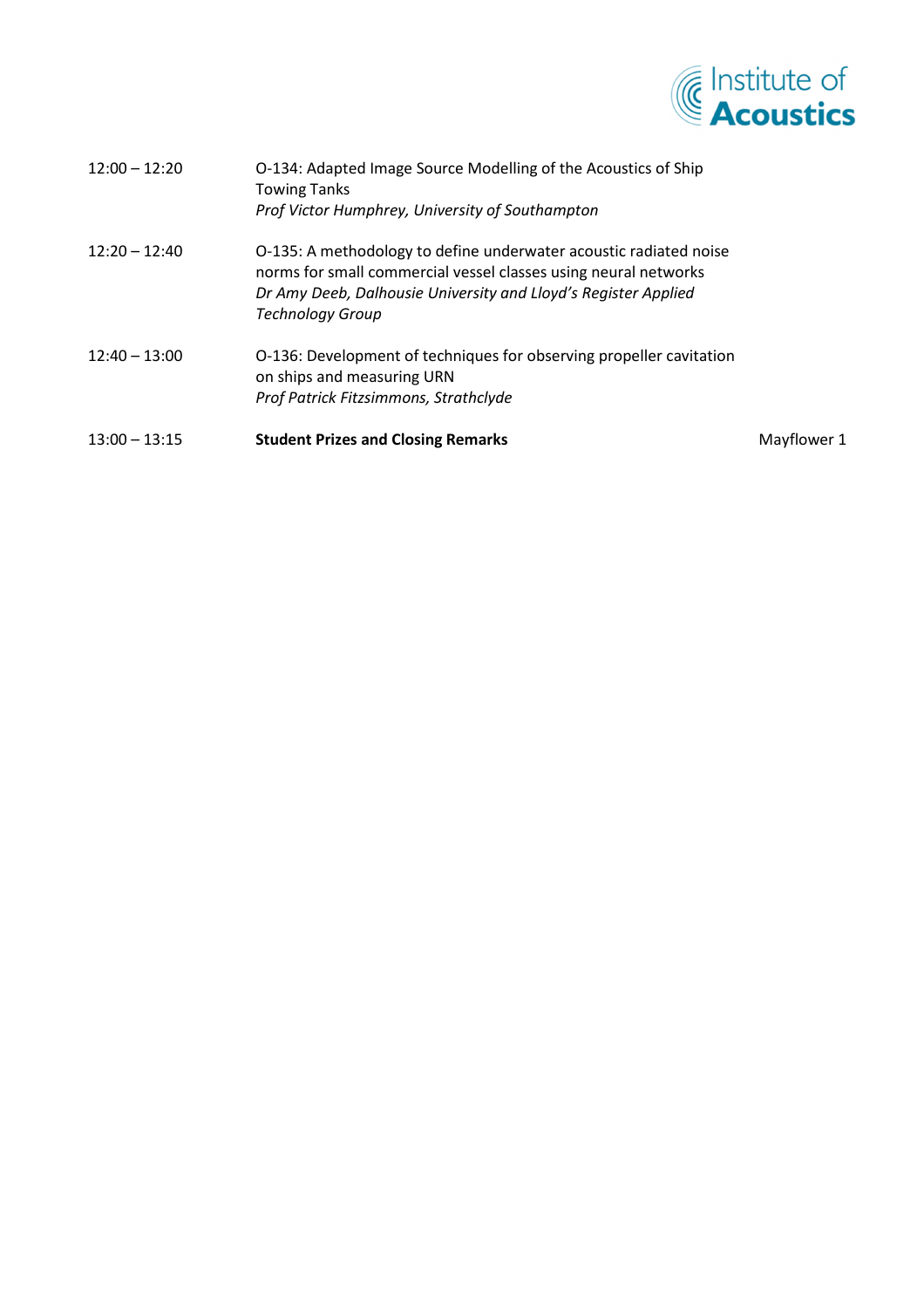| | | |
|---|---|---|
| 12:00 – 12:20 | O-134: Adapted Image Source Modelling of the Acoustics of Ship Towing Tanks<br>*Prof Victor Humphrey, University of Southampton* | |
| 12:20 – 12:40 | O-135: A methodology to define underwater acoustic radiated noise norms for small commercial vessel classes using neural networks<br>*Dr Amy Deeb, Dalhousie University and Lloyd's Register Applied Technology Group* | |
| 12:40 – 13:00 | O-136: Development of techniques for observing propeller cavitation on ships and measuring URN<br>*Prof Patrick Fitzsimmons, Strathclyde* | |
| 13:00 – 13:15 | **Student Prizes and Closing Remarks** | Mayflower 1 |